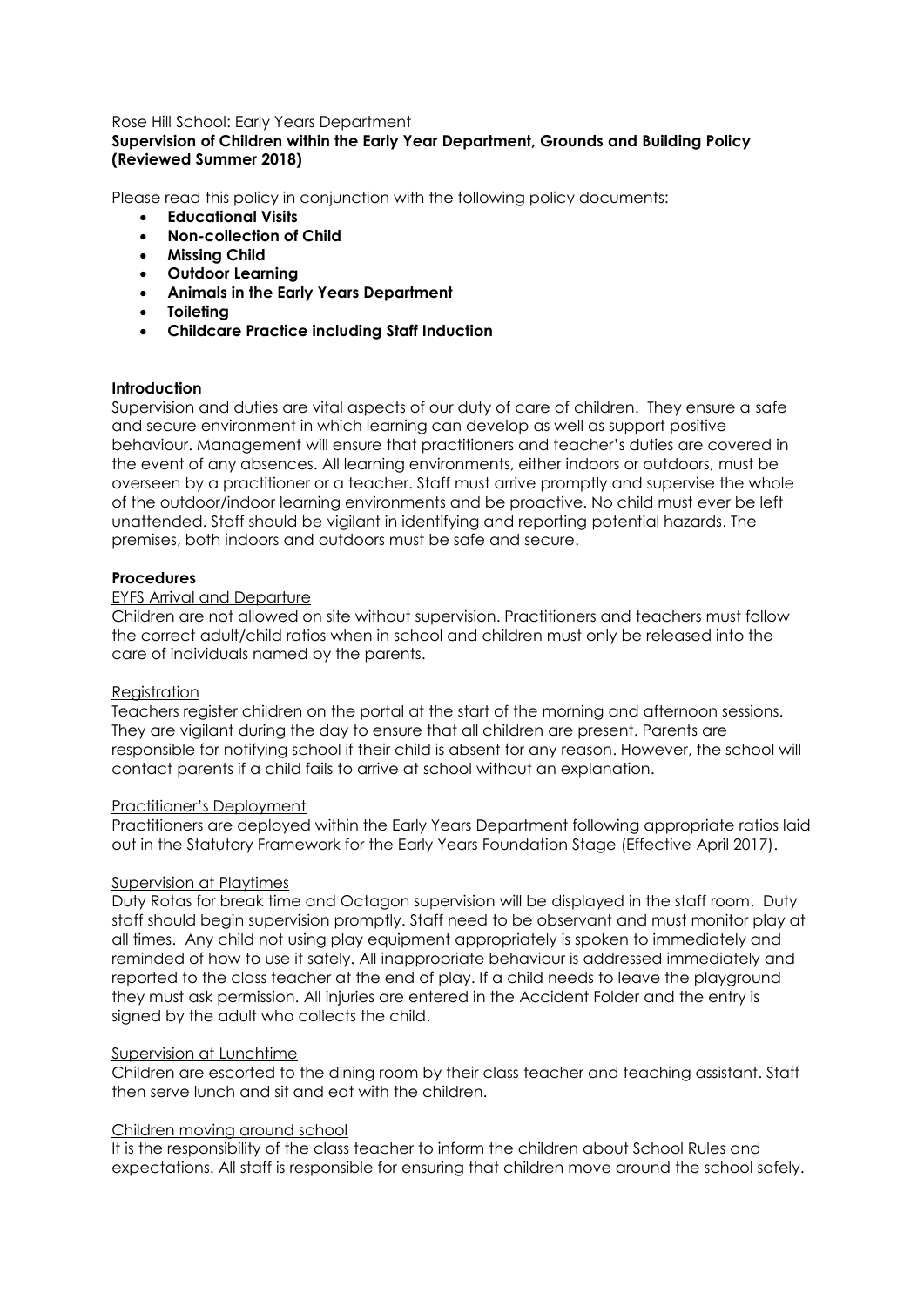Rose Hill School: Early Years Department

**Supervision of Children within the Early Year Department, Grounds and Building Policy (Reviewed Summer 2018)**

Please read this policy in conjunction with the following policy documents:

- **Educational Visits**
- **Non-collection of Child**
- **Missing Child**
- **Outdoor Learning**
- **Animals in the Early Years Department**
- **Toileting**
- **Childcare Practice including Staff Induction**

**Introduction**

Supervision and duties are vital aspects of our duty of care of children. They ensure a safe and secure environment in which learning can develop as well as support positive behaviour. Management will ensure that practitioners and teacher's duties are covered in the event of any absences. All learning environments, either indoors or outdoors, must be overseen by a practitioner or a teacher. Staff must arrive promptly and supervise the whole of the outdoor/indoor learning environments and be proactive. No child must ever be left unattended. Staff should be vigilant in identifying and reporting potential hazards. The premises, both indoors and outdoors must be safe and secure.

**Procedures**

<u>EYFS Arrival and Departure</u>

Children are not allowed on site without supervision. Practitioners and teachers must follow the correct adult/child ratios when in school and children must only be released into the care of individuals named by the parents.

<u>Registration</u>

Teachers register children on the portal at the start of the morning and afternoon sessions. They are vigilant during the day to ensure that all children are present. Parents are responsible for notifying school if their child is absent for any reason. However, the school will contact parents if a child fails to arrive at school without an explanation.

<u>Practitioner's Deployment</u>

Practitioners are deployed within the Early Years Department following appropriate ratios laid out in the Statutory Framework for the Early Years Foundation Stage (Effective April 2017).

<u>Supervision at Playtimes</u>

Duty Rotas for break time and Octagon supervision will be displayed in the staff room. Duty staff should begin supervision promptly. Staff need to be observant and must monitor play at all times. Any child not using play equipment appropriately is spoken to immediately and reminded of how to use it safely. All inappropriate behaviour is addressed immediately and reported to the class teacher at the end of play. If a child needs to leave the playground they must ask permission. All injuries are entered in the Accident Folder and the entry is signed by the adult who collects the child.

<u>Supervision at Lunchtime</u>

Children are escorted to the dining room by their class teacher and teaching assistant. Staff then serve lunch and sit and eat with the children.

<u>Children moving around school</u>

It is the responsibility of the class teacher to inform the children about School Rules and expectations. All staff is responsible for ensuring that children move around the school safely.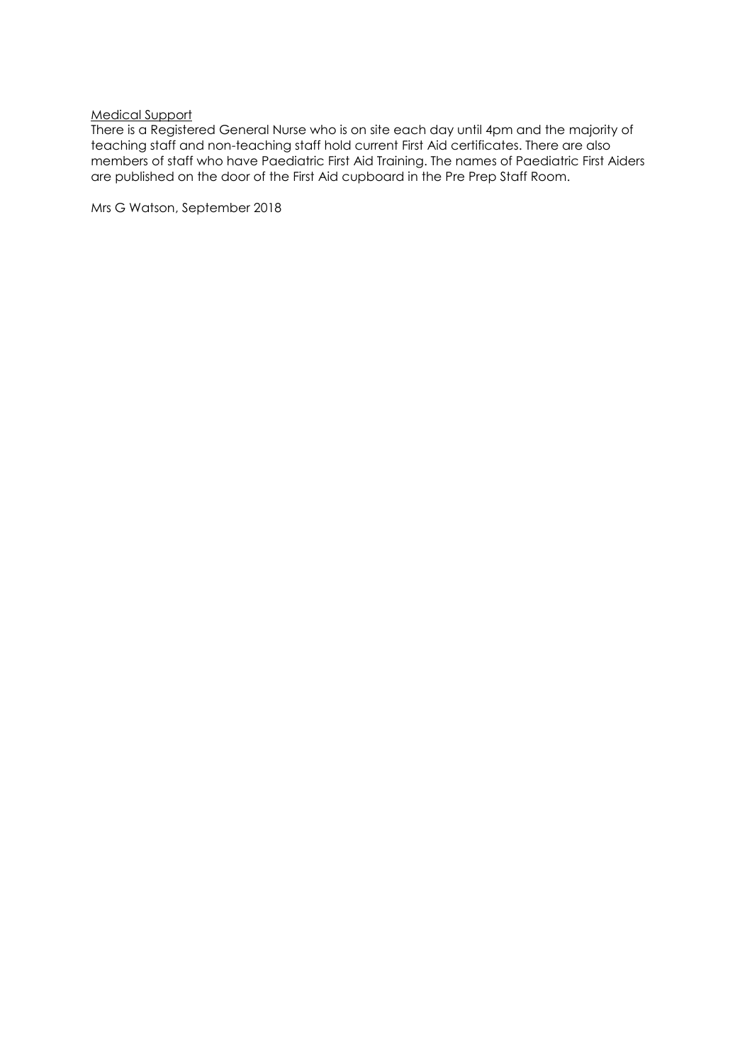<u>Medical Support</u>

There is a Registered General Nurse who is on site each day until 4pm and the majority of teaching staff and non-teaching staff hold current First Aid certificates. There are also members of staff who have Paediatric First Aid Training. The names of Paediatric First Aiders are published on the door of the First Aid cupboard in the Pre Prep Staff Room.

Mrs G Watson, September 2018